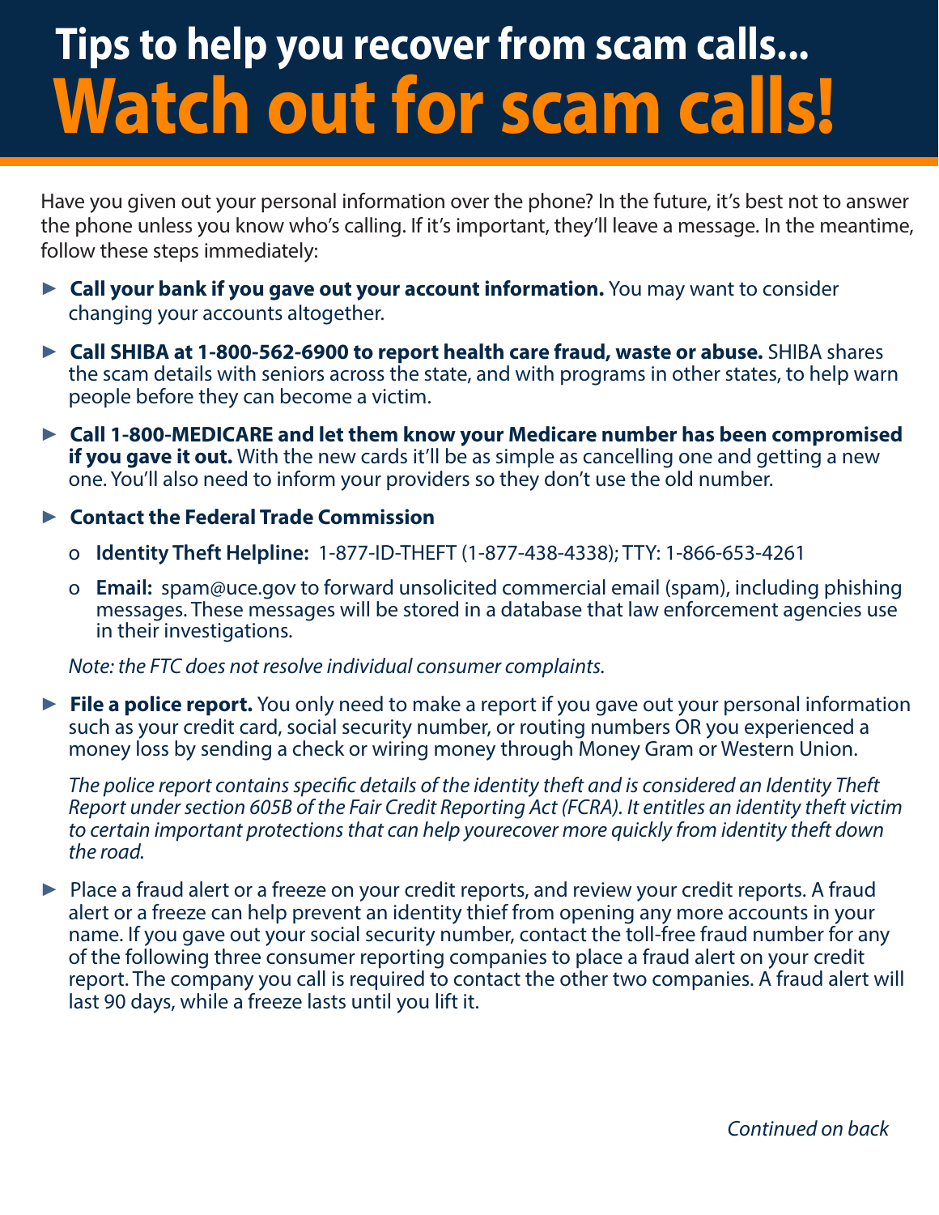# Tips to help you recover from scam calls...

# Watch out for scam calls!

Have you given out your personal information over the phone? In the future, it's best not to answer the phone unless you know who's calling. If it's important, they'll leave a message. In the meantime, follow these steps immediately:

- **Call your bank if you gave out your account information.** You may want to consider changing your accounts altogether.
- **Call SHIBA at 1-800-562-6900 to report health care fraud, waste or abuse.** SHIBA shares the scam details with seniors across the state, and with programs in other states, to help warn people before they can become a victim.
- **Call 1-800-MEDICARE and let them know your Medicare number has been compromised if you gave it out.** With the new cards it'll be as simple as cancelling one and getting a new one. You'll also need to inform your providers so they don't use the old number.
- **Contact the Federal Trade Commission**
  - **Identity Theft Helpline:** 1-877-ID-THEFT (1-877-438-4338); TTY: 1-866-653-4261
  - **Email:** spam@uce.gov to forward unsolicited commercial email (spam), including phishing messages. These messages will be stored in a database that law enforcement agencies use in their investigations.

  *Note: the FTC does not resolve individual consumer complaints.*
- **File a police report.** You only need to make a report if you gave out your personal information such as your credit card, social security number, or routing numbers OR you experienced a money loss by sending a check or wiring money through Money Gram or Western Union.

  *The police report contains specific details of the identity theft and is considered an Identity Theft Report under section 605B of the Fair Credit Reporting Act (FCRA). It entitles an identity theft victim to certain important protections that can help yourecover more quickly from identity theft down the road.*
- Place a fraud alert or a freeze on your credit reports, and review your credit reports. A fraud alert or a freeze can help prevent an identity thief from opening any more accounts in your name. If you gave out your social security number, contact the toll-free fraud number for any of the following three consumer reporting companies to place a fraud alert on your credit report. The company you call is required to contact the other two companies. A fraud alert will last 90 days, while a freeze lasts until you lift it.

*Continued on back*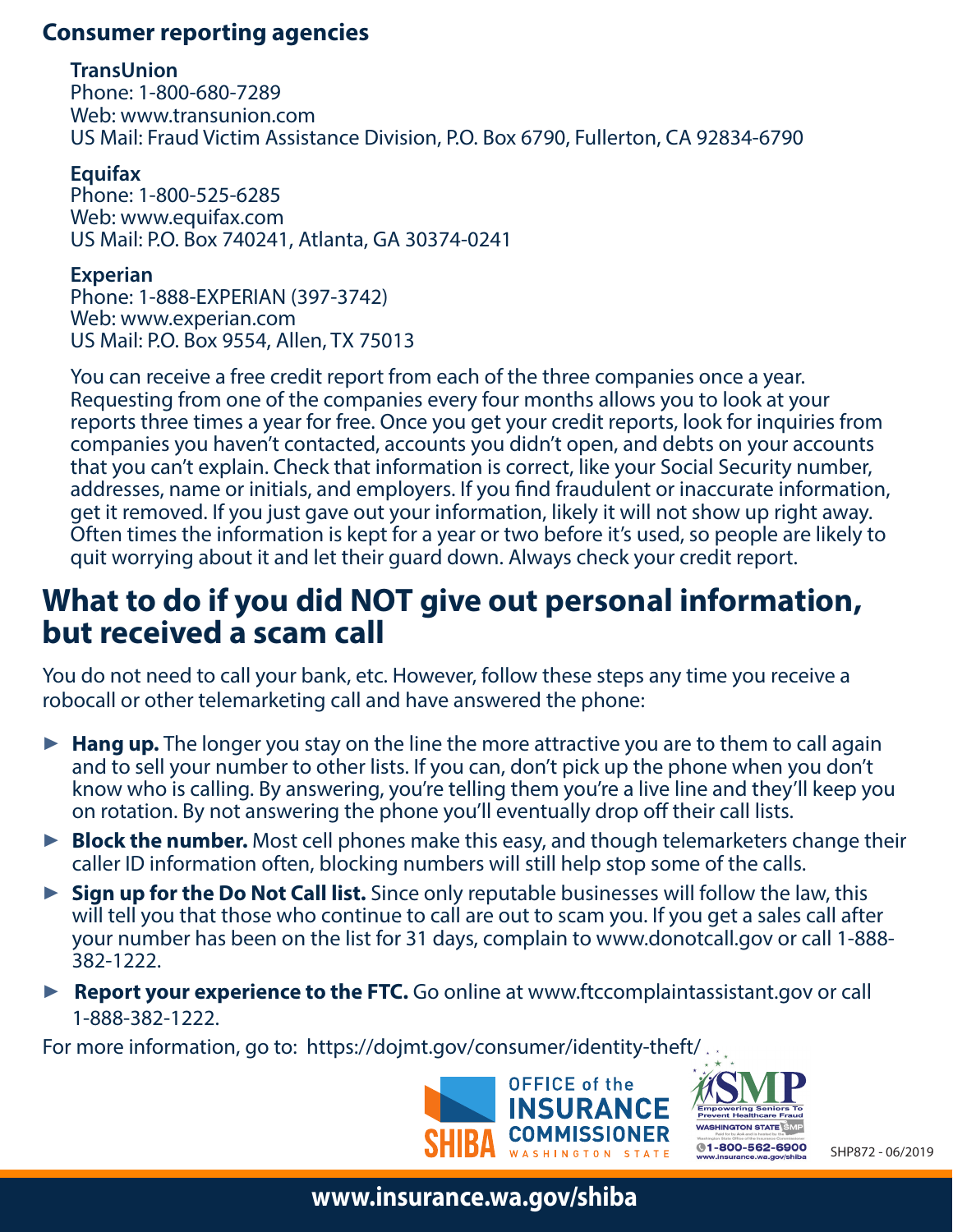### Consumer reporting agencies

**TransUnion**
Phone: 1-800-680-7289
Web: www.transunion.com
US Mail: Fraud Victim Assistance Division, P.O. Box 6790, Fullerton, CA 92834-6790

**Equifax**
Phone: 1-800-525-6285
Web: www.equifax.com
US Mail: P.O. Box 740241, Atlanta, GA 30374-0241

**Experian**
Phone: 1-888-EXPERIAN (397-3742)
Web: www.experian.com
US Mail: P.O. Box 9554, Allen, TX 75013

You can receive a free credit report from each of the three companies once a year. Requesting from one of the companies every four months allows you to look at your reports three times a year for free. Once you get your credit reports, look for inquiries from companies you haven't contacted, accounts you didn't open, and debts on your accounts that you can't explain. Check that information is correct, like your Social Security number, addresses, name or initials, and employers. If you find fraudulent or inaccurate information, get it removed. If you just gave out your information, likely it will not show up right away. Often times the information is kept for a year or two before it's used, so people are likely to quit worrying about it and let their guard down. Always check your credit report.

## What to do if you did NOT give out personal information, but received a scam call

You do not need to call your bank, etc. However, follow these steps any time you receive a robocall or other telemarketing call and have answered the phone:

- **Hang up.** The longer you stay on the line the more attractive you are to them to call again and to sell your number to other lists. If you can, don't pick up the phone when you don't know who is calling. By answering, you're telling them you're a live line and they'll keep you on rotation. By not answering the phone you'll eventually drop off their call lists.
- **Block the number.** Most cell phones make this easy, and though telemarketers change their caller ID information often, blocking numbers will still help stop some of the calls.
- **Sign up for the Do Not Call list.** Since only reputable businesses will follow the law, this will tell you that those who continue to call are out to scam you. If you get a sales call after your number has been on the list for 31 days, complain to www.donotcall.gov or call 1-888-382-1222.
- **Report your experience to the FTC.** Go online at www.ftccomplaintassistant.gov or call 1-888-382-1222.

For more information, go to: https://dojmt.gov/consumer/identity-theft/

SHIBA OFFICE of the INSURANCE COMMISSIONER WASHINGTON STATE

SMP Empowering Seniors To Prevent Healthcare Fraud WASHINGTON STATE SMP 1-800-562-6900 www.insurance.wa.gov/shiba

SHP872 - 06/2019

www.insurance.wa.gov/shiba